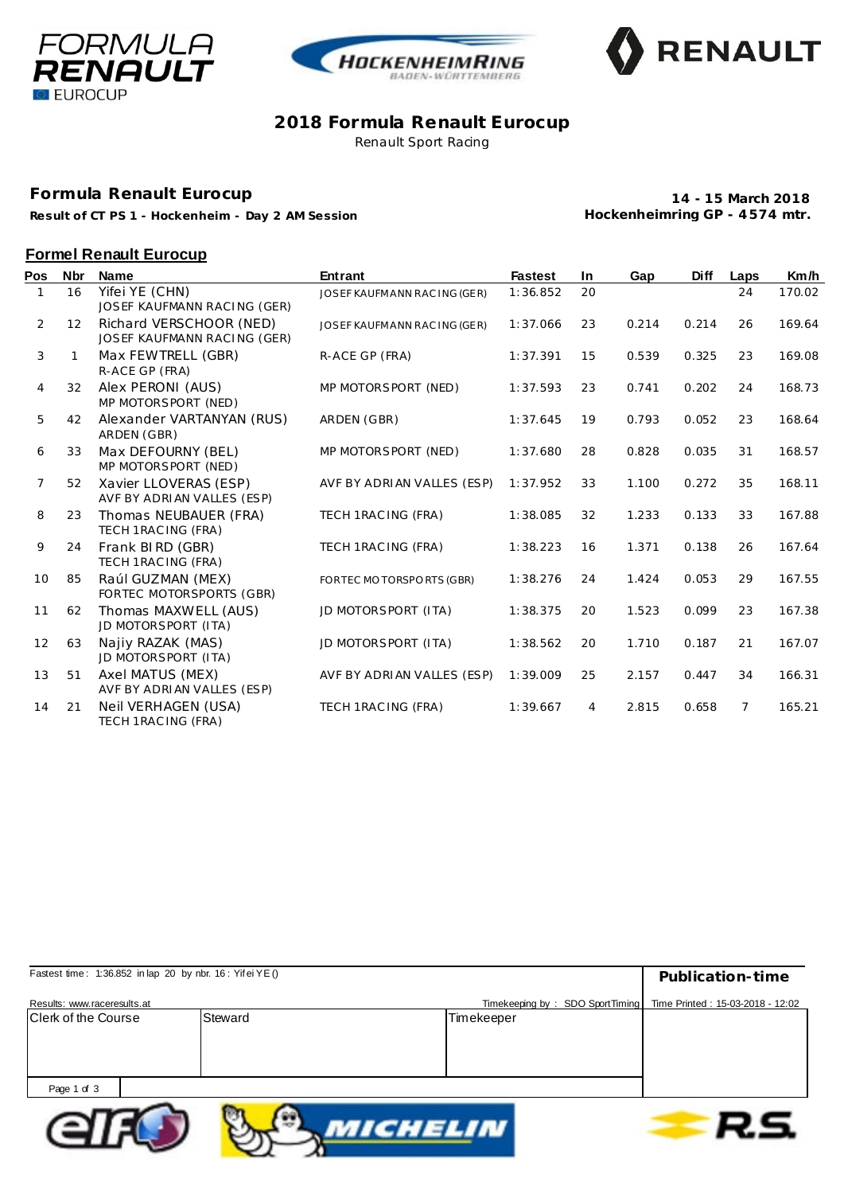# 2018 Formula Renault Eurocup

Renault Sport Racing

## Formula Renault Eurocup

**Result of CT PS 1 - Hockenheim - Day 2 AM Session**

**14 - 15 March 2018**
**Hockenheimring GP - 4574 mtr.**

### Formel Renault Eurocup

| Pos | Nbr | Name | Entrant | Fastest | In | Gap | Diff | Laps | Km/h |
|---|---|---|---|---|---|---|---|---|---|
| 1 | 16 | Yifei YE (CHN) JOSEF KAUFMANN RACING (GER) | JOSEF KAUFMANN RACING (GER) | 1:36.852 | 20 | | | 24 | 170.02 |
| 2 | 12 | Richard VERSCHOOR (NED) JOSEF KAUFMANN RACING (GER) | JOSEF KAUFMANN RACING (GER) | 1:37.066 | 23 | 0.214 | 0.214 | 26 | 169.64 |
| 3 | 1 | Max FEWTRELL (GBR) R-ACE GP (FRA) | R-ACE GP (FRA) | 1:37.391 | 15 | 0.539 | 0.325 | 23 | 169.08 |
| 4 | 32 | Alex PERONI (AUS) MP MOTORSPORT (NED) | MP MOTORSPORT (NED) | 1:37.593 | 23 | 0.741 | 0.202 | 24 | 168.73 |
| 5 | 42 | Alexander VARTANYAN (RUS) ARDEN (GBR) | ARDEN (GBR) | 1:37.645 | 19 | 0.793 | 0.052 | 23 | 168.64 |
| 6 | 33 | Max DEFOURNY (BEL) MP MOTORSPORT (NED) | MP MOTORSPORT (NED) | 1:37.680 | 28 | 0.828 | 0.035 | 31 | 168.57 |
| 7 | 52 | Xavier LLOVERAS (ESP) AVF BY ADRIAN VALLES (ESP) | AVF BY ADRIAN VALLES (ESP) | 1:37.952 | 33 | 1.100 | 0.272 | 35 | 168.11 |
| 8 | 23 | Thomas NEUBAUER (FRA) TECH 1RACING (FRA) | TECH 1RACING (FRA) | 1:38.085 | 32 | 1.233 | 0.133 | 33 | 167.88 |
| 9 | 24 | Frank BIRD (GBR) TECH 1RACING (FRA) | TECH 1RACING (FRA) | 1:38.223 | 16 | 1.371 | 0.138 | 26 | 167.64 |
| 10 | 85 | Raúl GUZMAN (MEX) FORTEC MOTORSPORTS (GBR) | FORTEC MOTORSPORTS (GBR) | 1:38.276 | 24 | 1.424 | 0.053 | 29 | 167.55 |
| 11 | 62 | Thomas MAXWELL (AUS) JD MOTORSPORT (ITA) | JD MOTORSPORT (ITA) | 1:38.375 | 20 | 1.523 | 0.099 | 23 | 167.38 |
| 12 | 63 | Najiy RAZAK (MAS) JD MOTORSPORT (ITA) | JD MOTORSPORT (ITA) | 1:38.562 | 20 | 1.710 | 0.187 | 21 | 167.07 |
| 13 | 51 | Axel MATUS (MEX) AVF BY ADRIAN VALLES (ESP) | AVF BY ADRIAN VALLES (ESP) | 1:39.009 | 25 | 2.157 | 0.447 | 34 | 166.31 |
| 14 | 21 | Neil VERHAGEN (USA) TECH 1RACING (FRA) | TECH 1RACING (FRA) | 1:39.667 | 4 | 2.815 | 0.658 | 7 | 165.21 |

Fastest time : 1:36.852 in lap 20 by nbr. 16 : Yifei YE ()

**Publication-time**

Results: www.raceresults.at

Timekeeping by : SDO SportTiming

Time Printed : 15-03-2018 - 12:02

| Clerk of the Course | Steward | Timekeeper | |
|---|---|---|---|
| | | | |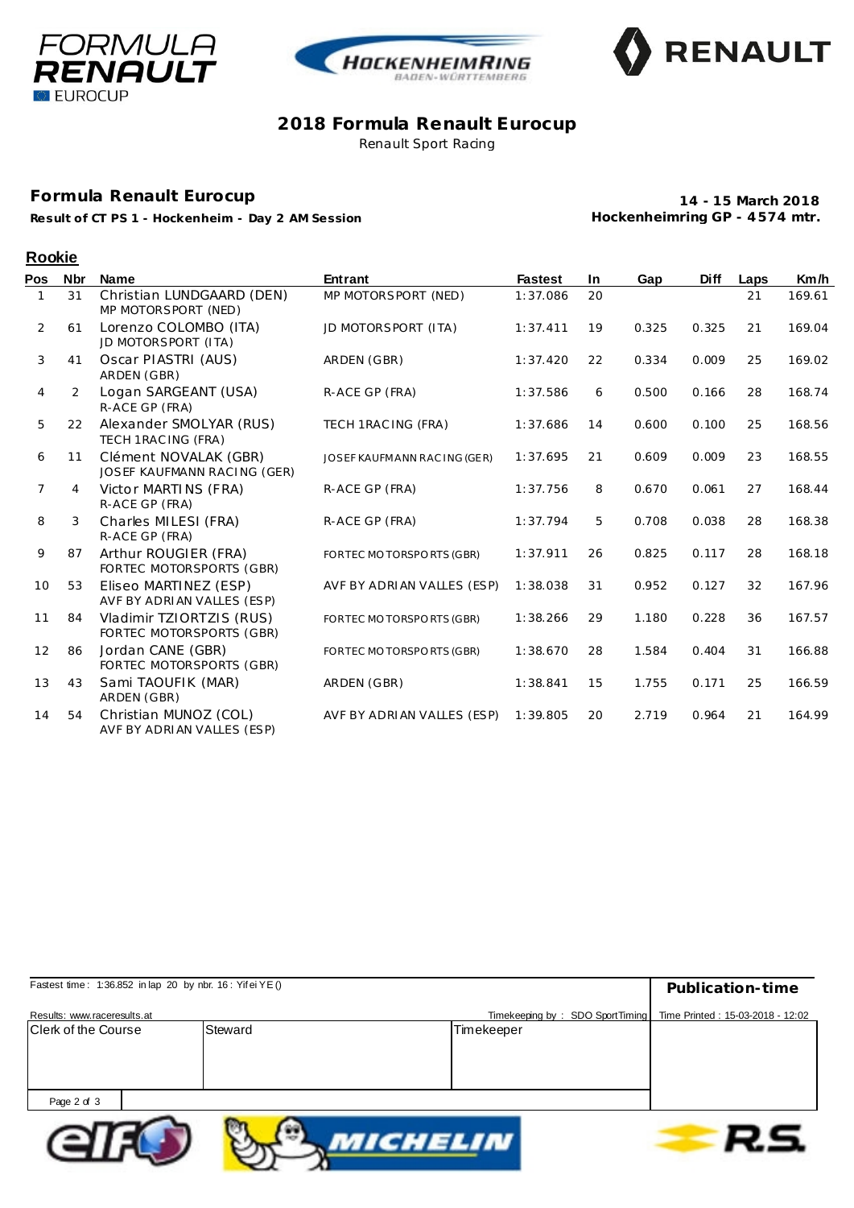# 2018 Formula Renault Eurocup

Renault Sport Racing

## Formula Renault Eurocup

**Result of CT PS 1 - Hockenheim - Day 2 AM Session**

**14 - 15 March 2018**
**Hockenheimring GP - 4574 mtr.**

### Rookie

| Pos | Nbr | Name | Entrant | Fastest | In | Gap | Diff | Laps | Km/h |
|---|---|---|---|---|---|---|---|---|---|
| 1 | 31 | Christian LUNDGAARD (DEN) MP MOTORSPORT (NED) | MP MOTORSPORT (NED) | 1:37.086 | 20 | | | 21 | 169.61 |
| 2 | 61 | Lorenzo COLOMBO (ITA) JD MOTORSPORT (ITA) | JD MOTORSPORT (ITA) | 1:37.411 | 19 | 0.325 | 0.325 | 21 | 169.04 |
| 3 | 41 | Oscar PIASTRI (AUS) ARDEN (GBR) | ARDEN (GBR) | 1:37.420 | 22 | 0.334 | 0.009 | 25 | 169.02 |
| 4 | 2 | Logan SARGEANT (USA) R-ACE GP (FRA) | R-ACE GP (FRA) | 1:37.586 | 6 | 0.500 | 0.166 | 28 | 168.74 |
| 5 | 22 | Alexander SMOLYAR (RUS) TECH 1RACING (FRA) | TECH 1RACING (FRA) | 1:37.686 | 14 | 0.600 | 0.100 | 25 | 168.56 |
| 6 | 11 | Clément NOVALAK (GBR) JOSEF KAUFMANN RACING (GER) | JOSEF KAUFMANN RACING (GER) | 1:37.695 | 21 | 0.609 | 0.009 | 23 | 168.55 |
| 7 | 4 | Victor MARTINS (FRA) R-ACE GP (FRA) | R-ACE GP (FRA) | 1:37.756 | 8 | 0.670 | 0.061 | 27 | 168.44 |
| 8 | 3 | Charles MILESI (FRA) R-ACE GP (FRA) | R-ACE GP (FRA) | 1:37.794 | 5 | 0.708 | 0.038 | 28 | 168.38 |
| 9 | 87 | Arthur ROUGIER (FRA) FORTEC MOTORSPORTS (GBR) | FORTEC MOTORSPORTS (GBR) | 1:37.911 | 26 | 0.825 | 0.117 | 28 | 168.18 |
| 10 | 53 | Eliseo MARTINEZ (ESP) AVF BY ADRIAN VALLES (ESP) | AVF BY ADRIAN VALLES (ESP) | 1:38.038 | 31 | 0.952 | 0.127 | 32 | 167.96 |
| 11 | 84 | Vladimir TZIORTZIS (RUS) FORTEC MOTORSPORTS (GBR) | FORTEC MOTORSPORTS (GBR) | 1:38.266 | 29 | 1.180 | 0.228 | 36 | 167.57 |
| 12 | 86 | Jordan CANE (GBR) FORTEC MOTORSPORTS (GBR) | FORTEC MOTORSPORTS (GBR) | 1:38.670 | 28 | 1.584 | 0.404 | 31 | 166.88 |
| 13 | 43 | Sami TAOUFIK (MAR) ARDEN (GBR) | ARDEN (GBR) | 1:38.841 | 15 | 1.755 | 0.171 | 25 | 166.59 |
| 14 | 54 | Christian MUNOZ (COL) AVF BY ADRIAN VALLES (ESP) | AVF BY ADRIAN VALLES (ESP) | 1:39.805 | 20 | 2.719 | 0.964 | 21 | 164.99 |

Fastest time : 1:36.852 in lap 20 by nbr. 16 : Yifei YE ()

**Publication-time**

Results: www.raceresults.at

Timekeeping by : SDO SportTiming

Time Printed : 15-03-2018 - 12:02

| Clerk of the Course | Steward | Timekeeper |
|---|---|---|
| | | |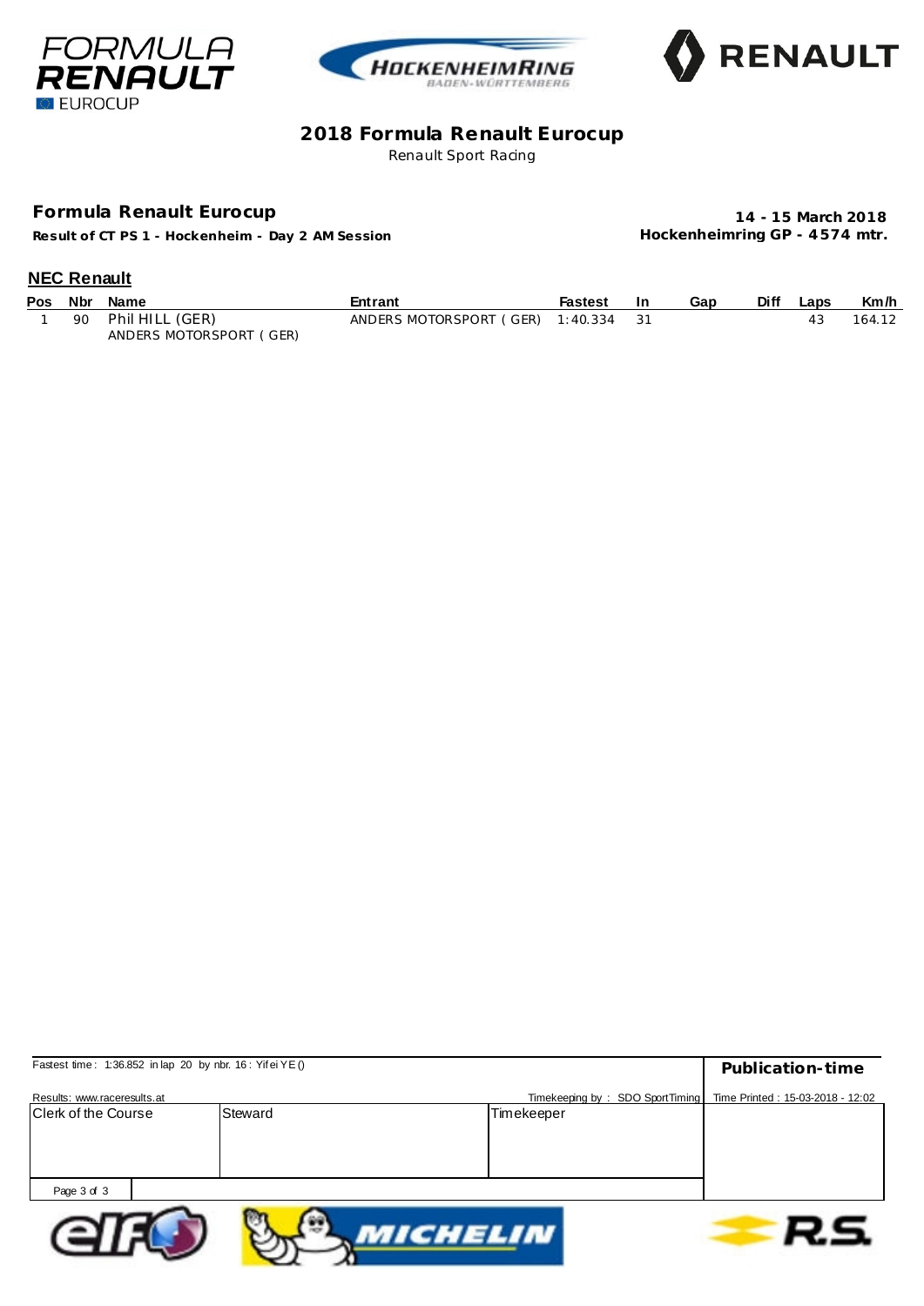## 2018 Formula Renault Eurocup

Renault Sport Racing

### Formula Renault Eurocup

**Result of CT PS 1 - Hockenheim - Day 2 AM Session**

**14 - 15 March 2018**
**Hockenheimring GP - 4574 mtr.**

**NEC Renault**

| Pos | Nbr | Name | Entrant | Fastest | In | Gap | Diff | Laps | Km/h |
|---|---|---|---|---|---|---|---|---|---|
| 1 | 90 | Phil HILL (GER) ANDERS MOTORSPORT ( GER) | ANDERS MOTORSPORT ( GER) | 1:40.334 | 31 | | | 43 | 164.12 |

Fastest time : 1:36.852 in lap 20 by nbr. 16 : Yifei YE ()

**Publication-time**

Results: www.raceresults.at

Timekeeping by : SDO SportTiming

Time Printed : 15-03-2018 - 12:02

| Clerk of the Course | Steward | Timekeeper | |
|---|---|---|---|
| | | | |